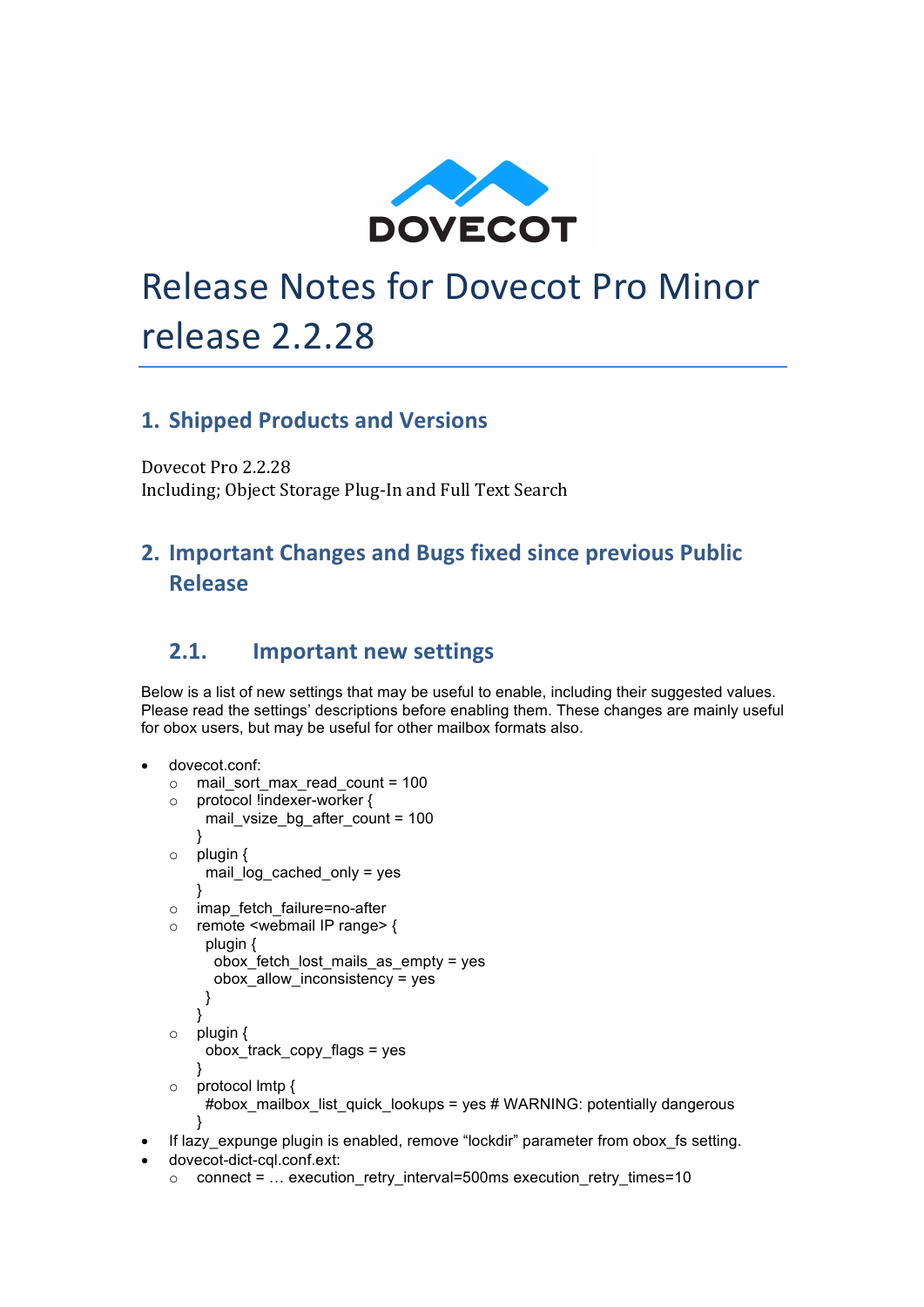# Release Notes for Dovecot Pro Minor release 2.2.28

## 1. Shipped Products and Versions

Dovecot Pro 2.2.28
Including; Object Storage Plug-In and Full Text Search

## 2. Important Changes and Bugs fixed since previous Public Release

### 2.1. Important new settings

Below is a list of new settings that may be useful to enable, including their suggested values. Please read the settings' descriptions before enabling them. These changes are mainly useful for obox users, but may be useful for other mailbox formats also.

- dovecot.conf:
  - mail_sort_max_read_count = 100
  - protocol !indexer-worker {
      mail_vsize_bg_after_count = 100
    }
  - plugin {
      mail_log_cached_only = yes
    }
  - imap_fetch_failure=no-after
  - remote <webmail IP range> {
      plugin {
        obox_fetch_lost_mails_as_empty = yes
        obox_allow_inconsistency = yes
      }
    }
  - plugin {
      obox_track_copy_flags = yes
    }
  - protocol lmtp {
      #obox_mailbox_list_quick_lookups = yes # WARNING: potentially dangerous
    }
- If lazy_expunge plugin is enabled, remove "lockdir" parameter from obox_fs setting.
- dovecot-dict-cql.conf.ext:
  - connect = … execution_retry_interval=500ms execution_retry_times=10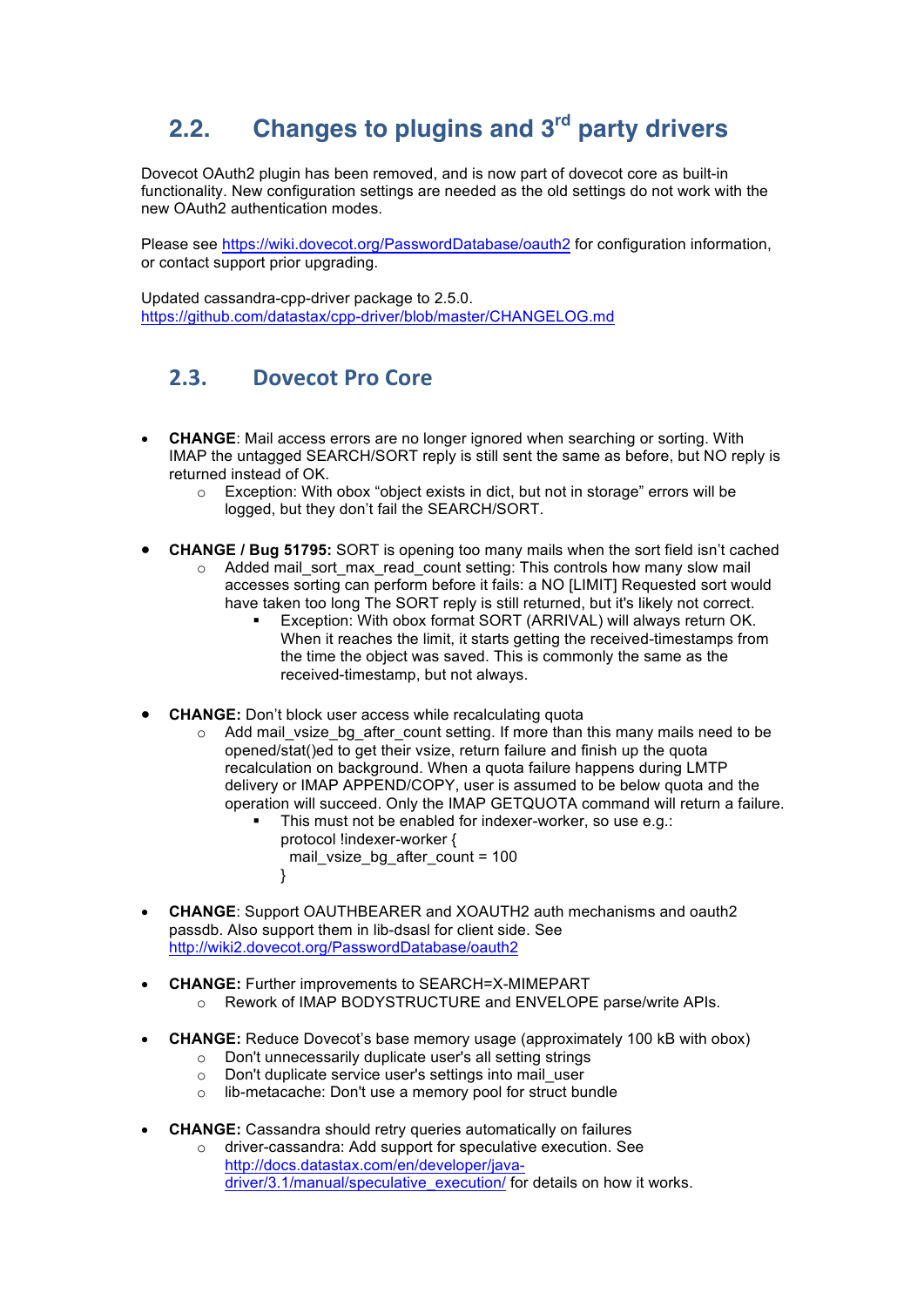## 2.2. Changes to plugins and 3rd party drivers

Dovecot OAuth2 plugin has been removed, and is now part of dovecot core as built-in functionality. New configuration settings are needed as the old settings do not work with the new OAuth2 authentication modes.

Please see https://wiki.dovecot.org/PasswordDatabase/oauth2 for configuration information, or contact support prior upgrading.

Updated cassandra-cpp-driver package to 2.5.0.
https://github.com/datastax/cpp-driver/blob/master/CHANGELOG.md

## 2.3. Dovecot Pro Core

- **CHANGE**: Mail access errors are no longer ignored when searching or sorting. With IMAP the untagged SEARCH/SORT reply is still sent the same as before, but NO reply is returned instead of OK.
  - Exception: With obox "object exists in dict, but not in storage" errors will be logged, but they don't fail the SEARCH/SORT.

- **CHANGE / Bug 51795:** SORT is opening too many mails when the sort field isn't cached
  - Added mail_sort_max_read_count setting: This controls how many slow mail accesses sorting can perform before it fails: a NO [LIMIT] Requested sort would have taken too long The SORT reply is still returned, but it's likely not correct.
    - Exception: With obox format SORT (ARRIVAL) will always return OK. When it reaches the limit, it starts getting the received-timestamps from the time the object was saved. This is commonly the same as the received-timestamp, but not always.

- **CHANGE:** Don't block user access while recalculating quota
  - Add mail_vsize_bg_after_count setting. If more than this many mails need to be opened/stat()ed to get their vsize, return failure and finish up the quota recalculation on background. When a quota failure happens during LMTP delivery or IMAP APPEND/COPY, user is assumed to be below quota and the operation will succeed. Only the IMAP GETQUOTA command will return a failure.
    - This must not be enabled for indexer-worker, so use e.g.:
      ```
      protocol !indexer-worker {
        mail_vsize_bg_after_count = 100
      }
      ```

- **CHANGE**: Support OAUTHBEARER and XOAUTH2 auth mechanisms and oauth2 passdb. Also support them in lib-dsasl for client side. See http://wiki2.dovecot.org/PasswordDatabase/oauth2

- **CHANGE:** Further improvements to SEARCH=X-MIMEPART
  - Rework of IMAP BODYSTRUCTURE and ENVELOPE parse/write APIs.

- **CHANGE:** Reduce Dovecot's base memory usage (approximately 100 kB with obox)
  - Don't unnecessarily duplicate user's all setting strings
  - Don't duplicate service user's settings into mail_user
  - lib-metacache: Don't use a memory pool for struct bundle

- **CHANGE:** Cassandra should retry queries automatically on failures
  - driver-cassandra: Add support for speculative execution. See http://docs.datastax.com/en/developer/java-driver/3.1/manual/speculative_execution/ for details on how it works.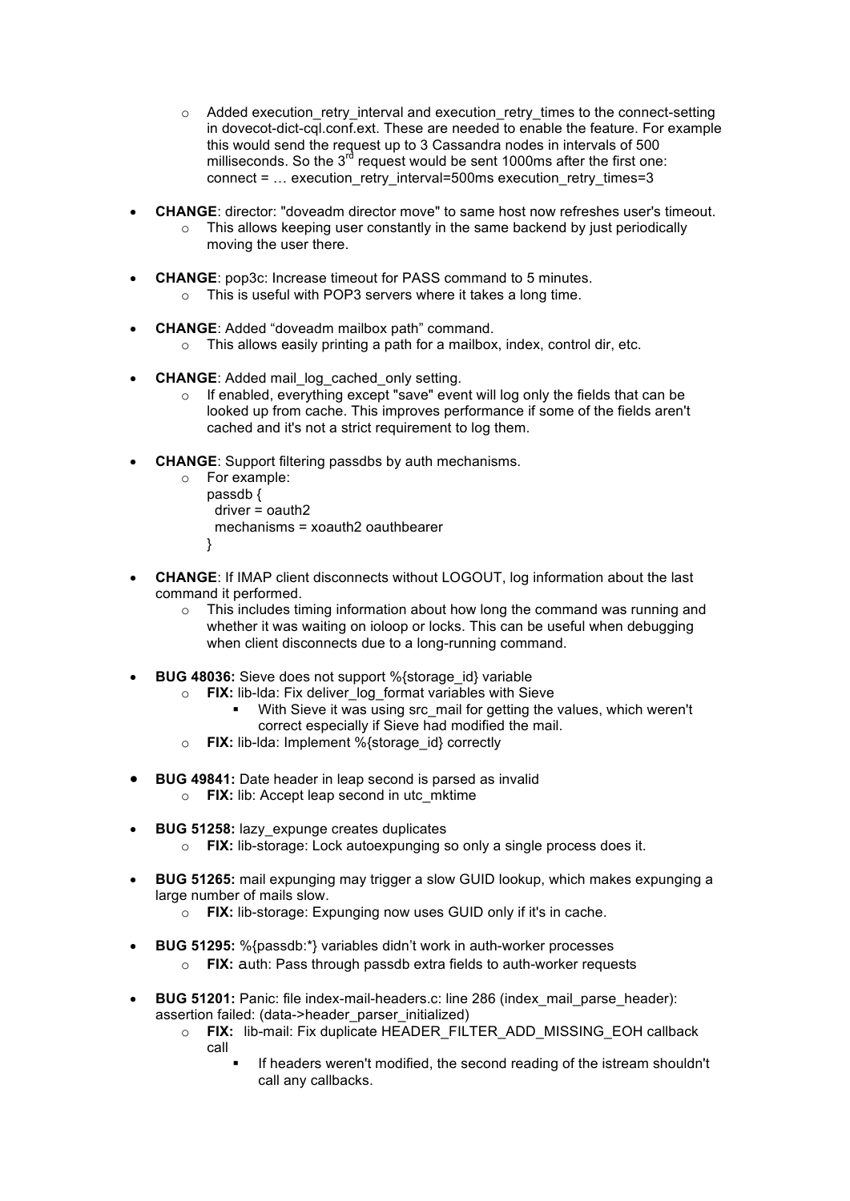- Added execution_retry_interval and execution_retry_times to the connect-setting in dovecot-dict-cql.conf.ext. These are needed to enable the feature. For example this would send the request up to 3 Cassandra nodes in intervals of 500 milliseconds. So the 3rd request would be sent 1000ms after the first one: connect = … execution_retry_interval=500ms execution_retry_times=3

- **CHANGE**: director: "doveadm director move" to same host now refreshes user's timeout.
  - This allows keeping user constantly in the same backend by just periodically moving the user there.

- **CHANGE**: pop3c: Increase timeout for PASS command to 5 minutes.
  - This is useful with POP3 servers where it takes a long time.

- **CHANGE**: Added "doveadm mailbox path" command.
  - This allows easily printing a path for a mailbox, index, control dir, etc.

- **CHANGE**: Added mail_log_cached_only setting.
  - If enabled, everything except "save" event will log only the fields that can be looked up from cache. This improves performance if some of the fields aren't cached and it's not a strict requirement to log them.

- **CHANGE**: Support filtering passdbs by auth mechanisms.
  - For example:
    ```
    passdb {
      driver = oauth2
      mechanisms = xoauth2 oauthbearer
    }
    ```

- **CHANGE**: If IMAP client disconnects without LOGOUT, log information about the last command it performed.
  - This includes timing information about how long the command was running and whether it was waiting on ioloop or locks. This can be useful when debugging when client disconnects due to a long-running command.

- **BUG 48036:** Sieve does not support %{storage_id} variable
  - **FIX:** lib-lda: Fix deliver_log_format variables with Sieve
    - With Sieve it was using src_mail for getting the values, which weren't correct especially if Sieve had modified the mail.
  - **FIX:** lib-lda: Implement %{storage_id} correctly

- **BUG 49841:** Date header in leap second is parsed as invalid
  - **FIX:** lib: Accept leap second in utc_mktime

- **BUG 51258:** lazy_expunge creates duplicates
  - **FIX:** lib-storage: Lock autoexpunging so only a single process does it.

- **BUG 51265:** mail expunging may trigger a slow GUID lookup, which makes expunging a large number of mails slow.
  - **FIX:** lib-storage: Expunging now uses GUID only if it's in cache.

- **BUG 51295:** %{passdb:*} variables didn't work in auth-worker processes
  - **FIX:** auth: Pass through passdb extra fields to auth-worker requests

- **BUG 51201:** Panic: file index-mail-headers.c: line 286 (index_mail_parse_header): assertion failed: (data->header_parser_initialized)
  - **FIX:** lib-mail: Fix duplicate HEADER_FILTER_ADD_MISSING_EOH callback call
    - If headers weren't modified, the second reading of the istream shouldn't call any callbacks.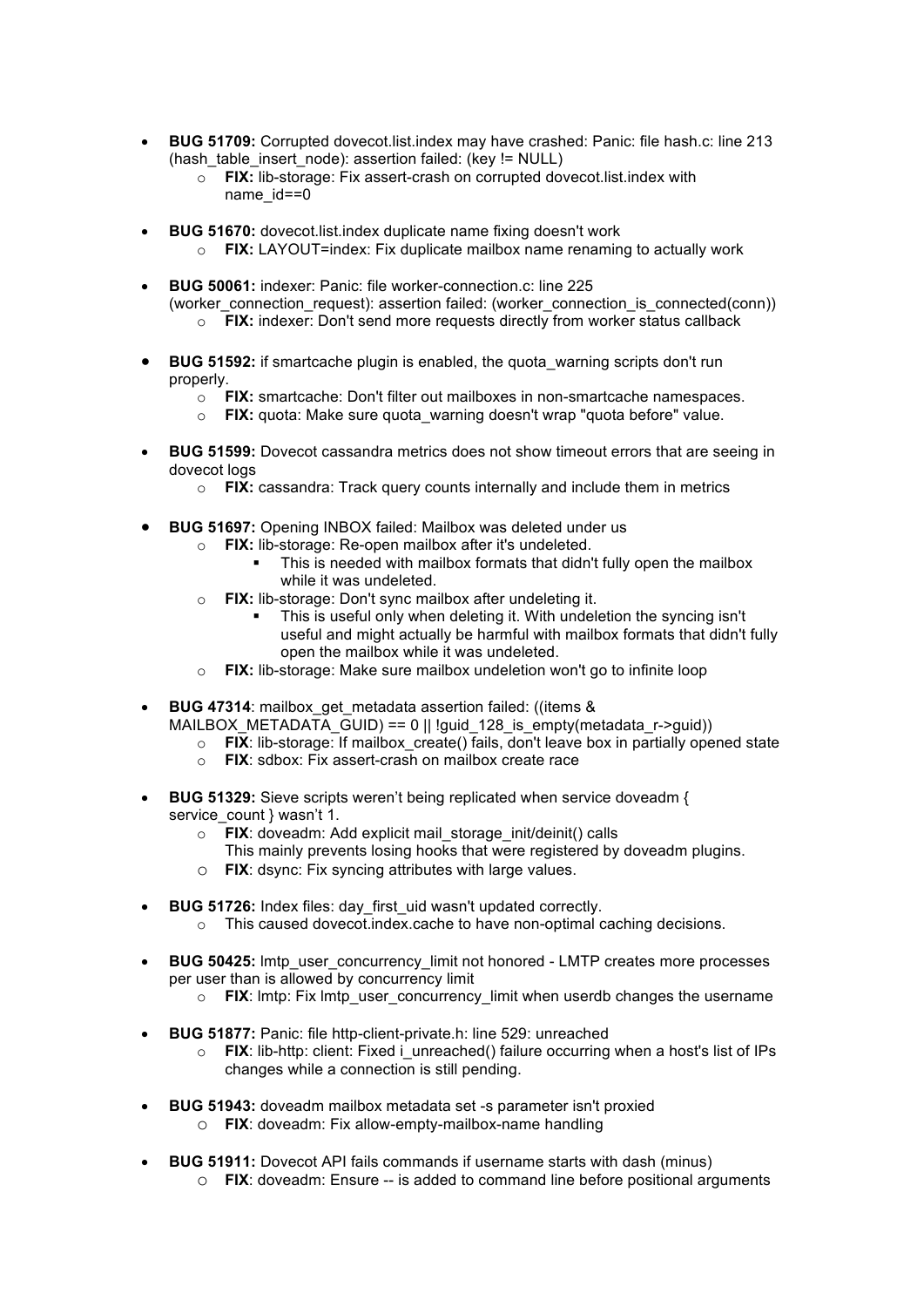- **BUG 51709:** Corrupted dovecot.list.index may have crashed: Panic: file hash.c: line 213 (hash_table_insert_node): assertion failed: (key != NULL)
  - **FIX:** lib-storage: Fix assert-crash on corrupted dovecot.list.index with name_id==0

- **BUG 51670:** dovecot.list.index duplicate name fixing doesn't work
  - **FIX:** LAYOUT=index: Fix duplicate mailbox name renaming to actually work

- **BUG 50061:** indexer: Panic: file worker-connection.c: line 225 (worker_connection_request): assertion failed: (worker_connection_is_connected(conn))
  - **FIX:** indexer: Don't send more requests directly from worker status callback

- **BUG 51592:** if smartcache plugin is enabled, the quota_warning scripts don't run properly.
  - **FIX:** smartcache: Don't filter out mailboxes in non-smartcache namespaces.
  - **FIX:** quota: Make sure quota_warning doesn't wrap "quota before" value.

- **BUG 51599:** Dovecot cassandra metrics does not show timeout errors that are seeing in dovecot logs
  - **FIX:** cassandra: Track query counts internally and include them in metrics

- **BUG 51697:** Opening INBOX failed: Mailbox was deleted under us
  - **FIX:** lib-storage: Re-open mailbox after it's undeleted.
    - This is needed with mailbox formats that didn't fully open the mailbox while it was undeleted.
  - **FIX:** lib-storage: Don't sync mailbox after undeleting it.
    - This is useful only when deleting it. With undeletion the syncing isn't useful and might actually be harmful with mailbox formats that didn't fully open the mailbox while it was undeleted.
  - **FIX:** lib-storage: Make sure mailbox undeletion won't go to infinite loop

- **BUG 47314**: mailbox_get_metadata assertion failed: ((items & MAILBOX_METADATA_GUID) == 0 || !guid_128_is_empty(metadata_r->guid))
  - **FIX**: lib-storage: If mailbox_create() fails, don't leave box in partially opened state
  - **FIX**: sdbox: Fix assert-crash on mailbox create race

- **BUG 51329:** Sieve scripts weren't being replicated when service doveadm { service_count } wasn't 1.
  - **FIX**: doveadm: Add explicit mail_storage_init/deinit() calls
    This mainly prevents losing hooks that were registered by doveadm plugins.
  - **FIX**: dsync: Fix syncing attributes with large values.

- **BUG 51726:** Index files: day_first_uid wasn't updated correctly.
  - This caused dovecot.index.cache to have non-optimal caching decisions.

- **BUG 50425:** lmtp_user_concurrency_limit not honored - LMTP creates more processes per user than is allowed by concurrency limit
  - **FIX**: lmtp: Fix lmtp_user_concurrency_limit when userdb changes the username

- **BUG 51877:** Panic: file http-client-private.h: line 529: unreached
  - **FIX**: lib-http: client: Fixed i_unreached() failure occurring when a host's list of IPs changes while a connection is still pending.

- **BUG 51943:** doveadm mailbox metadata set -s parameter isn't proxied
  - **FIX**: doveadm: Fix allow-empty-mailbox-name handling

- **BUG 51911:** Dovecot API fails commands if username starts with dash (minus)
  - **FIX**: doveadm: Ensure -- is added to command line before positional arguments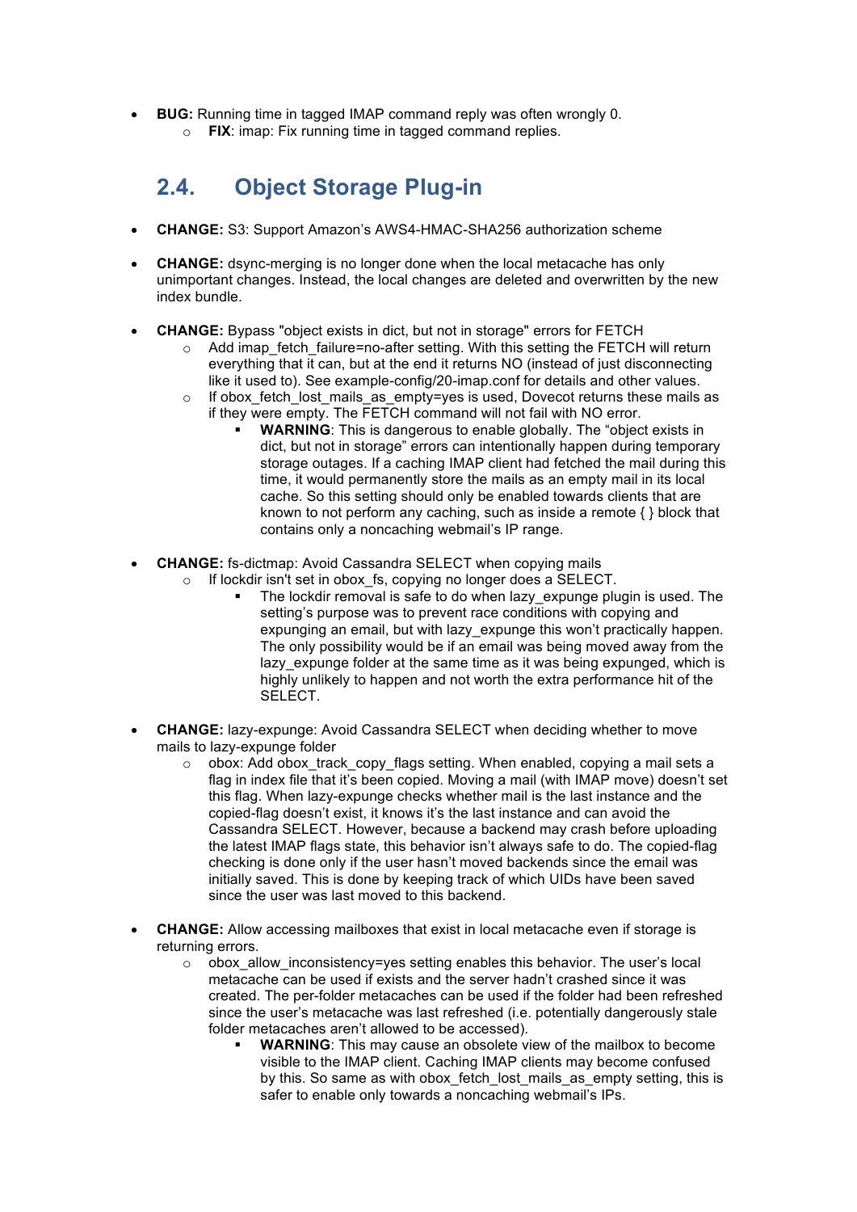- **BUG:** Running time in tagged IMAP command reply was often wrongly 0.
    - **FIX**: imap: Fix running time in tagged command replies.

## 2.4. Object Storage Plug-in

- **CHANGE:** S3: Support Amazon's AWS4-HMAC-SHA256 authorization scheme

- **CHANGE:** dsync-merging is no longer done when the local metacache has only unimportant changes. Instead, the local changes are deleted and overwritten by the new index bundle.

- **CHANGE:** Bypass "object exists in dict, but not in storage" errors for FETCH
    - Add imap_fetch_failure=no-after setting. With this setting the FETCH will return everything that it can, but at the end it returns NO (instead of just disconnecting like it used to). See example-config/20-imap.conf for details and other values.
    - If obox_fetch_lost_mails_as_empty=yes is used, Dovecot returns these mails as if they were empty. The FETCH command will not fail with NO error.
        - **WARNING**: This is dangerous to enable globally. The "object exists in dict, but not in storage" errors can intentionally happen during temporary storage outages. If a caching IMAP client had fetched the mail during this time, it would permanently store the mails as an empty mail in its local cache. So this setting should only be enabled towards clients that are known to not perform any caching, such as inside a remote { } block that contains only a noncaching webmail's IP range.

- **CHANGE:** fs-dictmap: Avoid Cassandra SELECT when copying mails
    - If lockdir isn't set in obox_fs, copying no longer does a SELECT.
        - The lockdir removal is safe to do when lazy_expunge plugin is used. The setting's purpose was to prevent race conditions with copying and expunging an email, but with lazy_expunge this won't practically happen. The only possibility would be if an email was being moved away from the lazy_expunge folder at the same time as it was being expunged, which is highly unlikely to happen and not worth the extra performance hit of the SELECT.

- **CHANGE:** lazy-expunge: Avoid Cassandra SELECT when deciding whether to move mails to lazy-expunge folder
    - obox: Add obox_track_copy_flags setting. When enabled, copying a mail sets a flag in index file that it's been copied. Moving a mail (with IMAP move) doesn't set this flag. When lazy-expunge checks whether mail is the last instance and the copied-flag doesn't exist, it knows it's the last instance and can avoid the Cassandra SELECT. However, because a backend may crash before uploading the latest IMAP flags state, this behavior isn't always safe to do. The copied-flag checking is done only if the user hasn't moved backends since the email was initially saved. This is done by keeping track of which UIDs have been saved since the user was last moved to this backend.

- **CHANGE:** Allow accessing mailboxes that exist in local metacache even if storage is returning errors.
    - obox_allow_inconsistency=yes setting enables this behavior. The user's local metacache can be used if exists and the server hadn't crashed since it was created. The per-folder metacaches can be used if the folder had been refreshed since the user's metacache was last refreshed (i.e. potentially dangerously stale folder metacaches aren't allowed to be accessed).
        - **WARNING**: This may cause an obsolete view of the mailbox to become visible to the IMAP client. Caching IMAP clients may become confused by this. So same as with obox_fetch_lost_mails_as_empty setting, this is safer to enable only towards a noncaching webmail's IPs.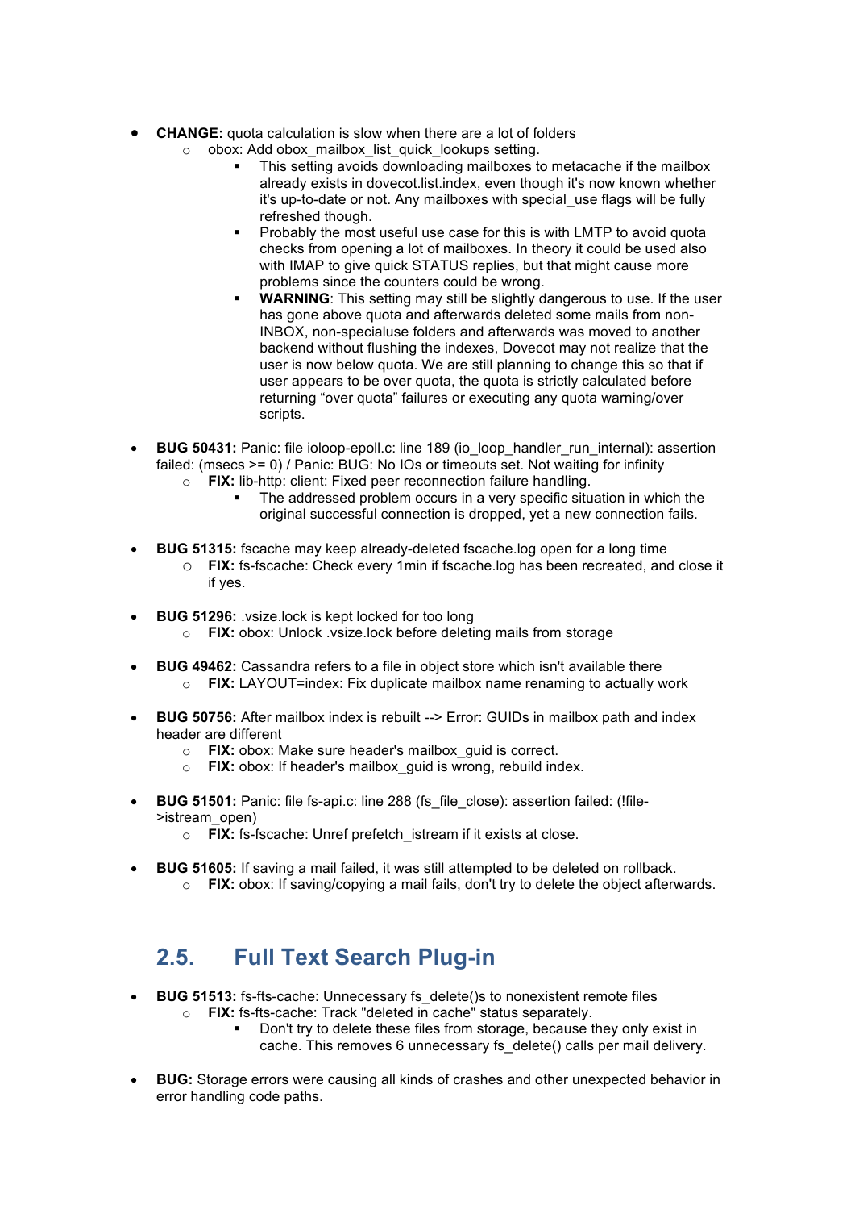- **CHANGE:** quota calculation is slow when there are a lot of folders
    - obox: Add obox_mailbox_list_quick_lookups setting.
        - This setting avoids downloading mailboxes to metacache if the mailbox already exists in dovecot.list.index, even though it's now known whether it's up-to-date or not. Any mailboxes with special_use flags will be fully refreshed though.
        - Probably the most useful use case for this is with LMTP to avoid quota checks from opening a lot of mailboxes. In theory it could be used also with IMAP to give quick STATUS replies, but that might cause more problems since the counters could be wrong.
        - **WARNING**: This setting may still be slightly dangerous to use. If the user has gone above quota and afterwards deleted some mails from non-INBOX, non-specialuse folders and afterwards was moved to another backend without flushing the indexes, Dovecot may not realize that the user is now below quota. We are still planning to change this so that if user appears to be over quota, the quota is strictly calculated before returning “over quota” failures or executing any quota warning/over scripts.

- **BUG 50431:** Panic: file ioloop-epoll.c: line 189 (io_loop_handler_run_internal): assertion failed: (msecs >= 0) / Panic: BUG: No IOs or timeouts set. Not waiting for infinity
    - **FIX:** lib-http: client: Fixed peer reconnection failure handling.
        - The addressed problem occurs in a very specific situation in which the original successful connection is dropped, yet a new connection fails.

- **BUG 51315:** fscache may keep already-deleted fscache.log open for a long time
    - **FIX:** fs-fscache: Check every 1min if fscache.log has been recreated, and close it if yes.

- **BUG 51296:** .vsize.lock is kept locked for too long
    - **FIX:** obox: Unlock .vsize.lock before deleting mails from storage

- **BUG 49462:** Cassandra refers to a file in object store which isn't available there
    - **FIX:** LAYOUT=index: Fix duplicate mailbox name renaming to actually work

- **BUG 50756:** After mailbox index is rebuilt --> Error: GUIDs in mailbox path and index header are different
    - **FIX:** obox: Make sure header's mailbox_guid is correct.
    - **FIX:** obox: If header's mailbox_guid is wrong, rebuild index.

- **BUG 51501:** Panic: file fs-api.c: line 288 (fs_file_close): assertion failed: (!file->istream_open)
    - **FIX:** fs-fscache: Unref prefetch_istream if it exists at close.

- **BUG 51605:** If saving a mail failed, it was still attempted to be deleted on rollback.
    - **FIX:** obox: If saving/copying a mail fails, don't try to delete the object afterwards.

## 2.5. Full Text Search Plug-in

- **BUG 51513:** fs-fts-cache: Unnecessary fs_delete()s to nonexistent remote files
    - **FIX:** fs-fts-cache: Track "deleted in cache" status separately.
        - Don't try to delete these files from storage, because they only exist in cache. This removes 6 unnecessary fs_delete() calls per mail delivery.

- **BUG:** Storage errors were causing all kinds of crashes and other unexpected behavior in error handling code paths.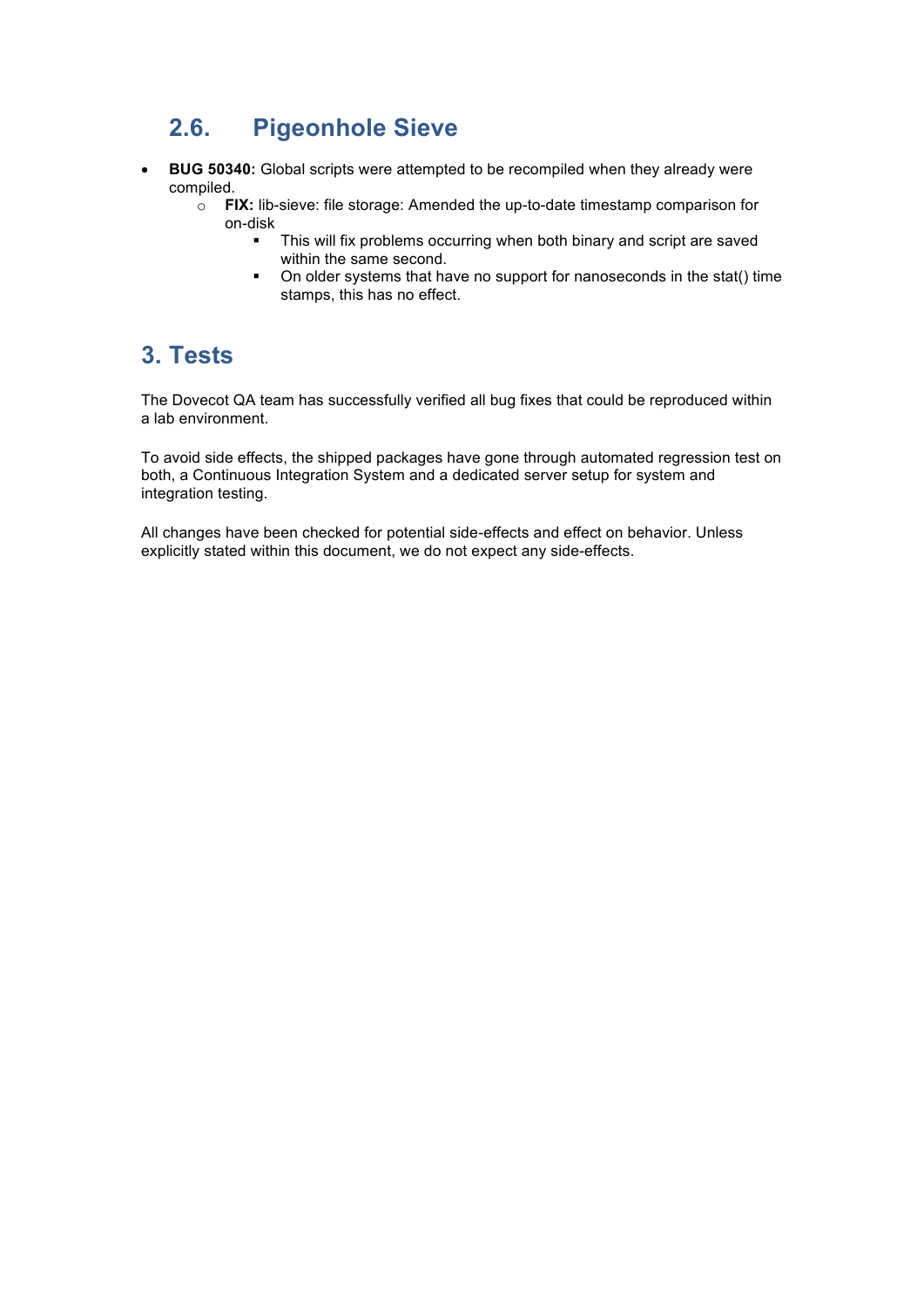### 2.6. Pigeonhole Sieve

- **BUG 50340:** Global scripts were attempted to be recompiled when they already were compiled.
  - **FIX:** lib-sieve: file storage: Amended the up-to-date timestamp comparison for on-disk
    - This will fix problems occurring when both binary and script are saved within the same second.
    - On older systems that have no support for nanoseconds in the stat() time stamps, this has no effect.

## 3. Tests

The Dovecot QA team has successfully verified all bug fixes that could be reproduced within a lab environment.

To avoid side effects, the shipped packages have gone through automated regression test on both, a Continuous Integration System and a dedicated server setup for system and integration testing.

All changes have been checked for potential side-effects and effect on behavior. Unless explicitly stated within this document, we do not expect any side-effects.